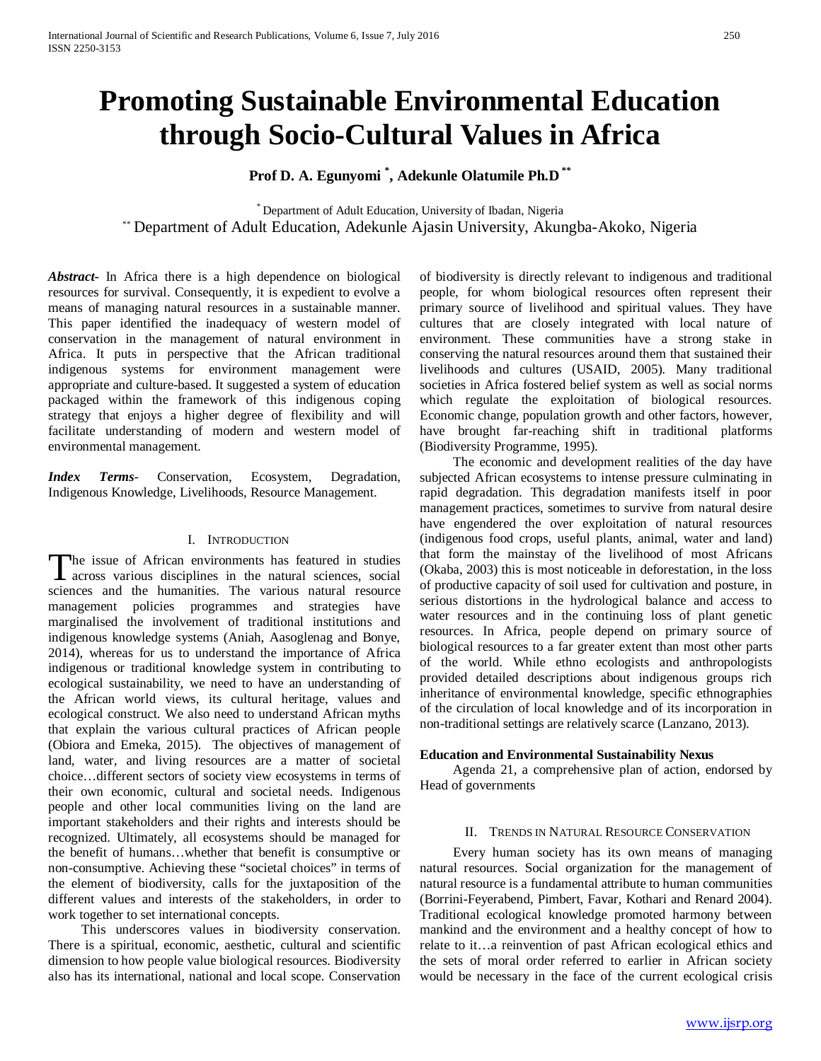# Promoting Sustainable Environmental Education through Socio-Cultural Values in Africa

**Prof D. A. Egunyomi [*], Adekunle Olatumile Ph.D [**]**

[*] Department of Adult Education, University of Ibadan, Nigeria
[**] Department of Adult Education, Adekunle Ajasin University, Akungba-Akoko, Nigeria

***Abstract*-** In Africa there is a high dependence on biological resources for survival. Consequently, it is expedient to evolve a means of managing natural resources in a sustainable manner. This paper identified the inadequacy of western model of conservation in the management of natural environment in Africa. It puts in perspective that the African traditional indigenous systems for environment management were appropriate and culture-based. It suggested a system of education packaged within the framework of this indigenous coping strategy that enjoys a higher degree of flexibility and will facilitate understanding of modern and western model of environmental management.

***Index Terms*-** Conservation, Ecosystem, Degradation, Indigenous Knowledge, Livelihoods, Resource Management.

## I. Introduction

The issue of African environments has featured in studies across various disciplines in the natural sciences, social sciences and the humanities. The various natural resource management policies programmes and strategies have marginalised the involvement of traditional institutions and indigenous knowledge systems (Aniah, Aasoglenag and Bonye, 2014), whereas for us to understand the importance of Africa indigenous or traditional knowledge system in contributing to ecological sustainability, we need to have an understanding of the African world views, its cultural heritage, values and ecological construct. We also need to understand African myths that explain the various cultural practices of African people (Obiora and Emeka, 2015). The objectives of management of land, water, and living resources are a matter of societal choice…different sectors of society view ecosystems in terms of their own economic, cultural and societal needs. Indigenous people and other local communities living on the land are important stakeholders and their rights and interests should be recognized. Ultimately, all ecosystems should be managed for the benefit of humans…whether that benefit is consumptive or non-consumptive. Achieving these "societal choices" in terms of the element of biodiversity, calls for the juxtaposition of the different values and interests of the stakeholders, in order to work together to set international concepts.

This underscores values in biodiversity conservation. There is a spiritual, economic, aesthetic, cultural and scientific dimension to how people value biological resources. Biodiversity also has its international, national and local scope. Conservation of biodiversity is directly relevant to indigenous and traditional people, for whom biological resources often represent their primary source of livelihood and spiritual values. They have cultures that are closely integrated with local nature of environment. These communities have a strong stake in conserving the natural resources around them that sustained their livelihoods and cultures (USAID, 2005). Many traditional societies in Africa fostered belief system as well as social norms which regulate the exploitation of biological resources. Economic change, population growth and other factors, however, have brought far-reaching shift in traditional platforms (Biodiversity Programme, 1995).

The economic and development realities of the day have subjected African ecosystems to intense pressure culminating in rapid degradation. This degradation manifests itself in poor management practices, sometimes to survive from natural desire have engendered the over exploitation of natural resources (indigenous food crops, useful plants, animal, water and land) that form the mainstay of the livelihood of most Africans (Okaba, 2003) this is most noticeable in deforestation, in the loss of productive capacity of soil used for cultivation and posture, in serious distortions in the hydrological balance and access to water resources and in the continuing loss of plant genetic resources. In Africa, people depend on primary source of biological resources to a far greater extent than most other parts of the world. While ethno ecologists and anthropologists provided detailed descriptions about indigenous groups rich inheritance of environmental knowledge, specific ethnographies of the circulation of local knowledge and of its incorporation in non-traditional settings are relatively scarce (Lanzano, 2013).

**Education and Environmental Sustainability Nexus**

Agenda 21, a comprehensive plan of action, endorsed by Head of governments

## II. Trends in Natural Resource Conservation

Every human society has its own means of managing natural resources. Social organization for the management of natural resource is a fundamental attribute to human communities (Borrini-Feyerabend, Pimbert, Favar, Kothari and Renard 2004). Traditional ecological knowledge promoted harmony between mankind and the environment and a healthy concept of how to relate to it…a reinvention of past African ecological ethics and the sets of moral order referred to earlier in African society would be necessary in the face of the current ecological crisis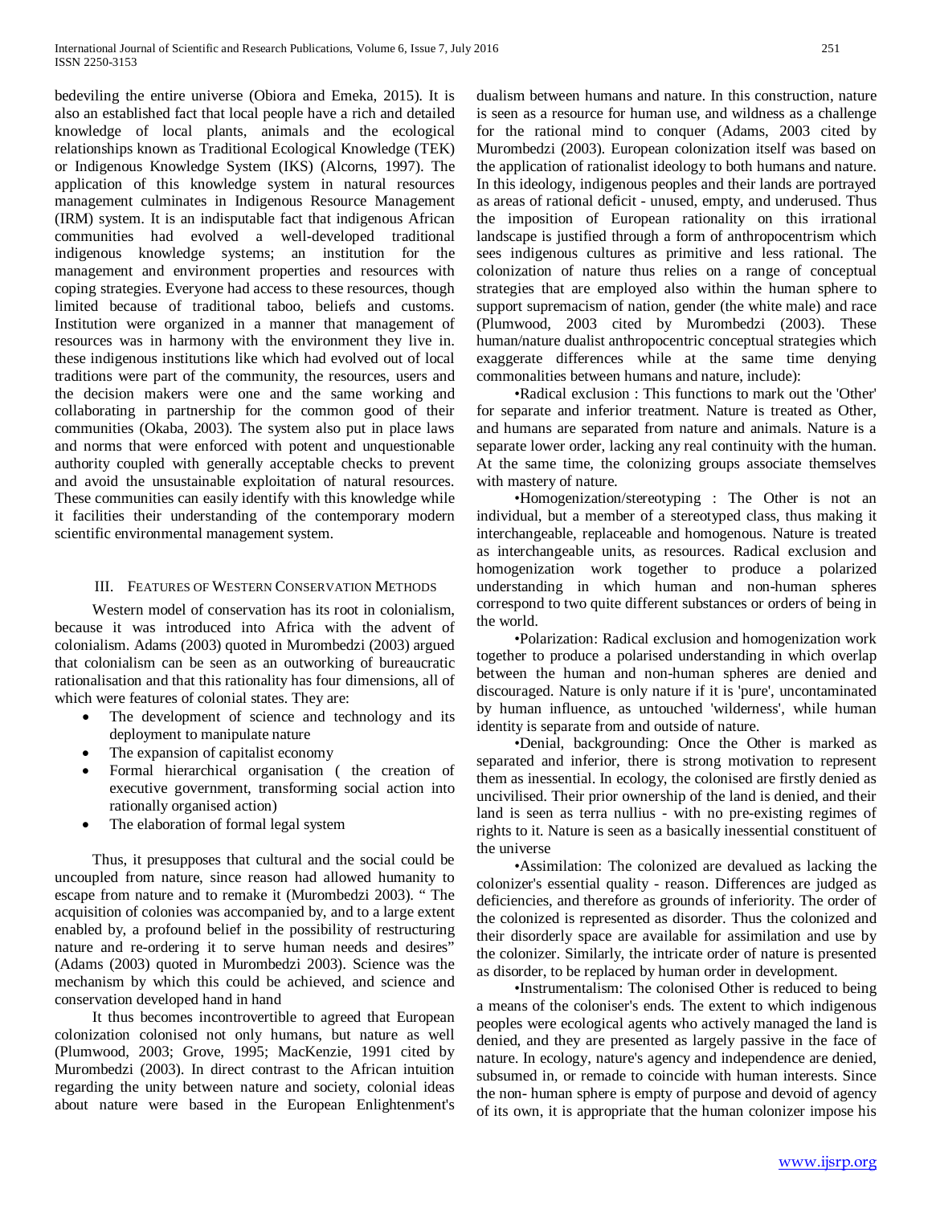bedeviling the entire universe (Obiora and Emeka, 2015). It is also an established fact that local people have a rich and detailed knowledge of local plants, animals and the ecological relationships known as Traditional Ecological Knowledge (TEK) or Indigenous Knowledge System (IKS) (Alcorns, 1997). The application of this knowledge system in natural resources management culminates in Indigenous Resource Management (IRM) system. It is an indisputable fact that indigenous African communities had evolved a well-developed traditional indigenous knowledge systems; an institution for the management and environment properties and resources with coping strategies. Everyone had access to these resources, though limited because of traditional taboo, beliefs and customs. Institution were organized in a manner that management of resources was in harmony with the environment they live in. these indigenous institutions like which had evolved out of local traditions were part of the community, the resources, users and the decision makers were one and the same working and collaborating in partnership for the common good of their communities (Okaba, 2003). The system also put in place laws and norms that were enforced with potent and unquestionable authority coupled with generally acceptable checks to prevent and avoid the unsustainable exploitation of natural resources. These communities can easily identify with this knowledge while it facilities their understanding of the contemporary modern scientific environmental management system.

## III. Features of Western Conservation Methods

Western model of conservation has its root in colonialism, because it was introduced into Africa with the advent of colonialism. Adams (2003) quoted in Murombedzi (2003) argued that colonialism can be seen as an outworking of bureaucratic rationalisation and that this rationality has four dimensions, all of which were features of colonial states. They are:

- The development of science and technology and its deployment to manipulate nature
- The expansion of capitalist economy
- Formal hierarchical organisation ( the creation of executive government, transforming social action into rationally organised action)
- The elaboration of formal legal system

Thus, it presupposes that cultural and the social could be uncoupled from nature, since reason had allowed humanity to escape from nature and to remake it (Murombedzi 2003). " The acquisition of colonies was accompanied by, and to a large extent enabled by, a profound belief in the possibility of restructuring nature and re-ordering it to serve human needs and desires" (Adams (2003) quoted in Murombedzi 2003). Science was the mechanism by which this could be achieved, and science and conservation developed hand in hand

It thus becomes incontrovertible to agreed that European colonization colonised not only humans, but nature as well (Plumwood, 2003; Grove, 1995; MacKenzie, 1991 cited by Murombedzi (2003). In direct contrast to the African intuition regarding the unity between nature and society, colonial ideas about nature were based in the European Enlightenment's dualism between humans and nature. In this construction, nature is seen as a resource for human use, and wildness as a challenge for the rational mind to conquer (Adams, 2003 cited by Murombedzi (2003). European colonization itself was based on the application of rationalist ideology to both humans and nature. In this ideology, indigenous peoples and their lands are portrayed as areas of rational deficit - unused, empty, and underused. Thus the imposition of European rationality on this irrational landscape is justified through a form of anthropocentrism which sees indigenous cultures as primitive and less rational. The colonization of nature thus relies on a range of conceptual strategies that are employed also within the human sphere to support supremacism of nation, gender (the white male) and race (Plumwood, 2003 cited by Murombedzi (2003). These human/nature dualist anthropocentric conceptual strategies which exaggerate differences while at the same time denying commonalities between humans and nature, include):

•Radical exclusion : This functions to mark out the 'Other' for separate and inferior treatment. Nature is treated as Other, and humans are separated from nature and animals. Nature is a separate lower order, lacking any real continuity with the human. At the same time, the colonizing groups associate themselves with mastery of nature.

•Homogenization/stereotyping : The Other is not an individual, but a member of a stereotyped class, thus making it interchangeable, replaceable and homogenous. Nature is treated as interchangeable units, as resources. Radical exclusion and homogenization work together to produce a polarized understanding in which human and non-human spheres correspond to two quite different substances or orders of being in the world.

•Polarization: Radical exclusion and homogenization work together to produce a polarised understanding in which overlap between the human and non-human spheres are denied and discouraged. Nature is only nature if it is 'pure', uncontaminated by human influence, as untouched 'wilderness', while human identity is separate from and outside of nature.

•Denial, backgrounding: Once the Other is marked as separated and inferior, there is strong motivation to represent them as inessential. In ecology, the colonised are firstly denied as uncivilised. Their prior ownership of the land is denied, and their land is seen as terra nullius - with no pre-existing regimes of rights to it. Nature is seen as a basically inessential constituent of the universe

•Assimilation: The colonized are devalued as lacking the colonizer's essential quality - reason. Differences are judged as deficiencies, and therefore as grounds of inferiority. The order of the colonized is represented as disorder. Thus the colonized and their disorderly space are available for assimilation and use by the colonizer. Similarly, the intricate order of nature is presented as disorder, to be replaced by human order in development.

•Instrumentalism: The colonised Other is reduced to being a means of the coloniser's ends. The extent to which indigenous peoples were ecological agents who actively managed the land is denied, and they are presented as largely passive in the face of nature. In ecology, nature's agency and independence are denied, subsumed in, or remade to coincide with human interests. Since the non- human sphere is empty of purpose and devoid of agency of its own, it is appropriate that the human colonizer impose his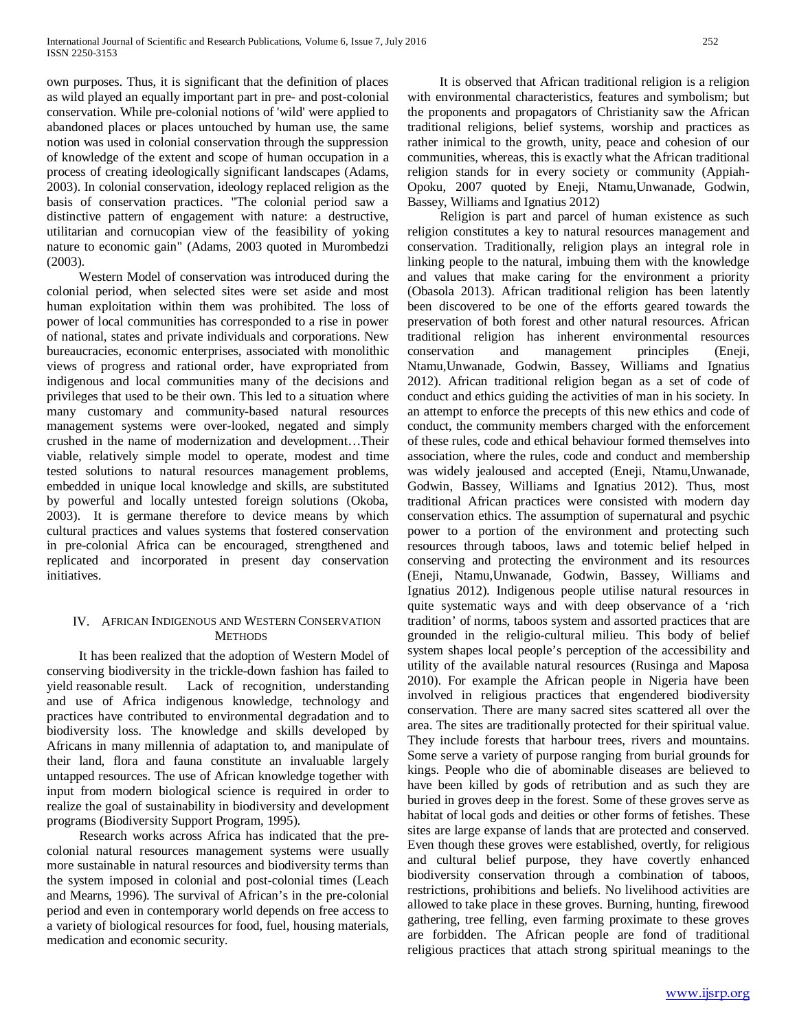own purposes. Thus, it is significant that the definition of places as wild played an equally important part in pre- and post-colonial conservation. While pre-colonial notions of 'wild' were applied to abandoned places or places untouched by human use, the same notion was used in colonial conservation through the suppression of knowledge of the extent and scope of human occupation in a process of creating ideologically significant landscapes (Adams, 2003). In colonial conservation, ideology replaced religion as the basis of conservation practices. "The colonial period saw a distinctive pattern of engagement with nature: a destructive, utilitarian and cornucopian view of the feasibility of yoking nature to economic gain" (Adams, 2003 quoted in Murombedzi (2003).

Western Model of conservation was introduced during the colonial period, when selected sites were set aside and most human exploitation within them was prohibited. The loss of power of local communities has corresponded to a rise in power of national, states and private individuals and corporations. New bureaucracies, economic enterprises, associated with monolithic views of progress and rational order, have expropriated from indigenous and local communities many of the decisions and privileges that used to be their own. This led to a situation where many customary and community-based natural resources management systems were over-looked, negated and simply crushed in the name of modernization and development…Their viable, relatively simple model to operate, modest and time tested solutions to natural resources management problems, embedded in unique local knowledge and skills, are substituted by powerful and locally untested foreign solutions (Okoba, 2003). It is germane therefore to device means by which cultural practices and values systems that fostered conservation in pre-colonial Africa can be encouraged, strengthened and replicated and incorporated in present day conservation initiatives.

## IV. African Indigenous and Western Conservation Methods

It has been realized that the adoption of Western Model of conserving biodiversity in the trickle-down fashion has failed to yield reasonable result. Lack of recognition, understanding and use of Africa indigenous knowledge, technology and practices have contributed to environmental degradation and to biodiversity loss. The knowledge and skills developed by Africans in many millennia of adaptation to, and manipulate of their land, flora and fauna constitute an invaluable largely untapped resources. The use of African knowledge together with input from modern biological science is required in order to realize the goal of sustainability in biodiversity and development programs (Biodiversity Support Program, 1995).

Research works across Africa has indicated that the pre-colonial natural resources management systems were usually more sustainable in natural resources and biodiversity terms than the system imposed in colonial and post-colonial times (Leach and Mearns, 1996). The survival of African's in the pre-colonial period and even in contemporary world depends on free access to a variety of biological resources for food, fuel, housing materials, medication and economic security.

It is observed that African traditional religion is a religion with environmental characteristics, features and symbolism; but the proponents and propagators of Christianity saw the African traditional religions, belief systems, worship and practices as rather inimical to the growth, unity, peace and cohesion of our communities, whereas, this is exactly what the African traditional religion stands for in every society or community (Appiah-Opoku, 2007 quoted by Eneji, Ntamu,Unwanade, Godwin, Bassey, Williams and Ignatius 2012)

Religion is part and parcel of human existence as such religion constitutes a key to natural resources management and conservation. Traditionally, religion plays an integral role in linking people to the natural, imbuing them with the knowledge and values that make caring for the environment a priority (Obasola 2013). African traditional religion has been latently been discovered to be one of the efforts geared towards the preservation of both forest and other natural resources. African traditional religion has inherent environmental resources conservation and management principles (Eneji, Ntamu,Unwanade, Godwin, Bassey, Williams and Ignatius 2012). African traditional religion began as a set of code of conduct and ethics guiding the activities of man in his society. In an attempt to enforce the precepts of this new ethics and code of conduct, the community members charged with the enforcement of these rules, code and ethical behaviour formed themselves into association, where the rules, code and conduct and membership was widely jealoused and accepted (Eneji, Ntamu,Unwanade, Godwin, Bassey, Williams and Ignatius 2012). Thus, most traditional African practices were consisted with modern day conservation ethics. The assumption of supernatural and psychic power to a portion of the environment and protecting such resources through taboos, laws and totemic belief helped in conserving and protecting the environment and its resources (Eneji, Ntamu,Unwanade, Godwin, Bassey, Williams and Ignatius 2012). Indigenous people utilise natural resources in quite systematic ways and with deep observance of a 'rich tradition' of norms, taboos system and assorted practices that are grounded in the religio-cultural milieu. This body of belief system shapes local people's perception of the accessibility and utility of the available natural resources (Rusinga and Maposa 2010). For example the African people in Nigeria have been involved in religious practices that engendered biodiversity conservation. There are many sacred sites scattered all over the area. The sites are traditionally protected for their spiritual value. They include forests that harbour trees, rivers and mountains. Some serve a variety of purpose ranging from burial grounds for kings. People who die of abominable diseases are believed to have been killed by gods of retribution and as such they are buried in groves deep in the forest. Some of these groves serve as habitat of local gods and deities or other forms of fetishes. These sites are large expanse of lands that are protected and conserved. Even though these groves were established, overtly, for religious and cultural belief purpose, they have covertly enhanced biodiversity conservation through a combination of taboos, restrictions, prohibitions and beliefs. No livelihood activities are allowed to take place in these groves. Burning, hunting, firewood gathering, tree felling, even farming proximate to these groves are forbidden. The African people are fond of traditional religious practices that attach strong spiritual meanings to the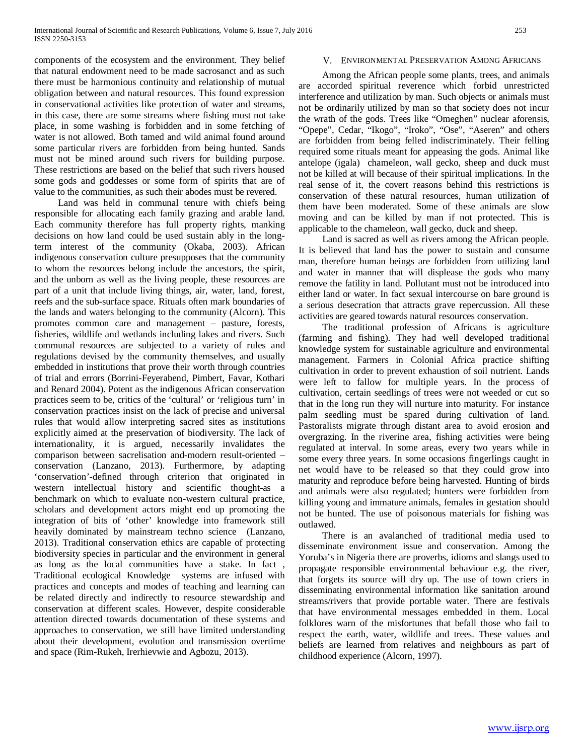components of the ecosystem and the environment. They belief that natural endowment need to be made sacrosanct and as such there must be harmonious continuity and relationship of mutual obligation between and natural resources. This found expression in conservational activities like protection of water and streams, in this case, there are some streams where fishing must not take place, in some washing is forbidden and in some fetching of water is not allowed. Both tamed and wild animal found around some particular rivers are forbidden from being hunted. Sands must not be mined around such rivers for building purpose. These restrictions are based on the belief that such rivers housed some gods and goddesses or some form of spirits that are of value to the communities, as such their abodes must be revered.

Land was held in communal tenure with chiefs being responsible for allocating each family grazing and arable land. Each community therefore has full property rights, manking decisions on how land could be used sustain ably in the long-term interest of the community (Okaba, 2003). African indigenous conservation culture presupposes that the community to whom the resources belong include the ancestors, the spirit, and the unborn as well as the living people, these resources are part of a unit that include living things, air, water, land, forest, reefs and the sub-surface space. Rituals often mark boundaries of the lands and waters belonging to the community (Alcorn). This promotes common care and management – pasture, forests, fisheries, wildlife and wetlands including lakes and rivers. Such communal resources are subjected to a variety of rules and regulations devised by the community themselves, and usually embedded in institutions that prove their worth through countries of trial and errors (Borrini-Feyerabend, Pimbert, Favar, Kothari and Renard 2004). Potent as the indigenous African conservation practices seem to be, critics of the 'cultural' or 'religious turn' in conservation practices insist on the lack of precise and universal rules that would allow interpreting sacred sites as institutions explicitly aimed at the preservation of biodiversity. The lack of internationality, it is argued, necessarily invalidates the comparison between sacrelisation and-modern result-oriented – conservation (Lanzano, 2013). Furthermore, by adapting 'conservation'-defined through criterion that originated in western intellectual history and scientific thought-as a benchmark on which to evaluate non-western cultural practice, scholars and development actors might end up promoting the integration of bits of 'other' knowledge into framework still heavily dominated by mainstream techno science (Lanzano, 2013). Traditional conservation ethics are capable of protecting biodiversity species in particular and the environment in general as long as the local communities have a stake. In fact , Traditional ecological Knowledge systems are infused with practices and concepts and modes of teaching and learning can be related directly and indirectly to resource stewardship and conservation at different scales. However, despite considerable attention directed towards documentation of these systems and approaches to conservation, we still have limited understanding about their development, evolution and transmission overtime and space (Rim-Rukeh, Irerhievwie and Agbozu, 2013).

## V. Environmental Preservation Among Africans

Among the African people some plants, trees, and animals are accorded spiritual reverence which forbid unrestricted interference and utilization by man. Such objects or animals must not be ordinarily utilized by man so that society does not incur the wrath of the gods. Trees like "Omeghen" nuclear aforensis, "Opepe", Cedar, "Ikogo", "Iroko", "Ose", "Aseren" and others are forbidden from being felled indiscriminately. Their felling required some rituals meant for appeasing the gods. Animal like antelope (igala) chameleon, wall gecko, sheep and duck must not be killed at will because of their spiritual implications. In the real sense of it, the covert reasons behind this restrictions is conservation of these natural resources, human utilization of them have been moderated. Some of these animals are slow moving and can be killed by man if not protected. This is applicable to the chameleon, wall gecko, duck and sheep.

Land is sacred as well as rivers among the African people. It is believed that land has the power to sustain and consume man, therefore human beings are forbidden from utilizing land and water in manner that will displease the gods who many remove the fatility in land. Pollutant must not be introduced into either land or water. In fact sexual intercourse on bare ground is a serious desecration that attracts grave repercussion. All these activities are geared towards natural resources conservation.

The traditional profession of Africans is agriculture (farming and fishing). They had well developed traditional knowledge system for sustainable agriculture and environmental management. Farmers in Colonial Africa practice shifting cultivation in order to prevent exhaustion of soil nutrient. Lands were left to fallow for multiple years. In the process of cultivation, certain seedlings of trees were not weeded or cut so that in the long run they will nurture into maturity. For instance palm seedling must be spared during cultivation of land. Pastoralists migrate through distant area to avoid erosion and overgrazing. In the riverine area, fishing activities were being regulated at interval. In some areas, every two years while in some every three years. In some occasions fingerlings caught in net would have to be released so that they could grow into maturity and reproduce before being harvested. Hunting of birds and animals were also regulated; hunters were forbidden from killing young and immature animals, females in gestation should not be hunted. The use of poisonous materials for fishing was outlawed.

There is an avalanched of traditional media used to disseminate environment issue and conservation. Among the Yoruba's in Nigeria there are proverbs, idioms and slangs used to propagate responsible environmental behaviour e.g. the river, that forgets its source will dry up. The use of town criers in disseminating environmental information like sanitation around streams/rivers that provide portable water. There are festivals that have environmental messages embedded in them. Local folklores warn of the misfortunes that befall those who fail to respect the earth, water, wildlife and trees. These values and beliefs are learned from relatives and neighbours as part of childhood experience (Alcorn, 1997).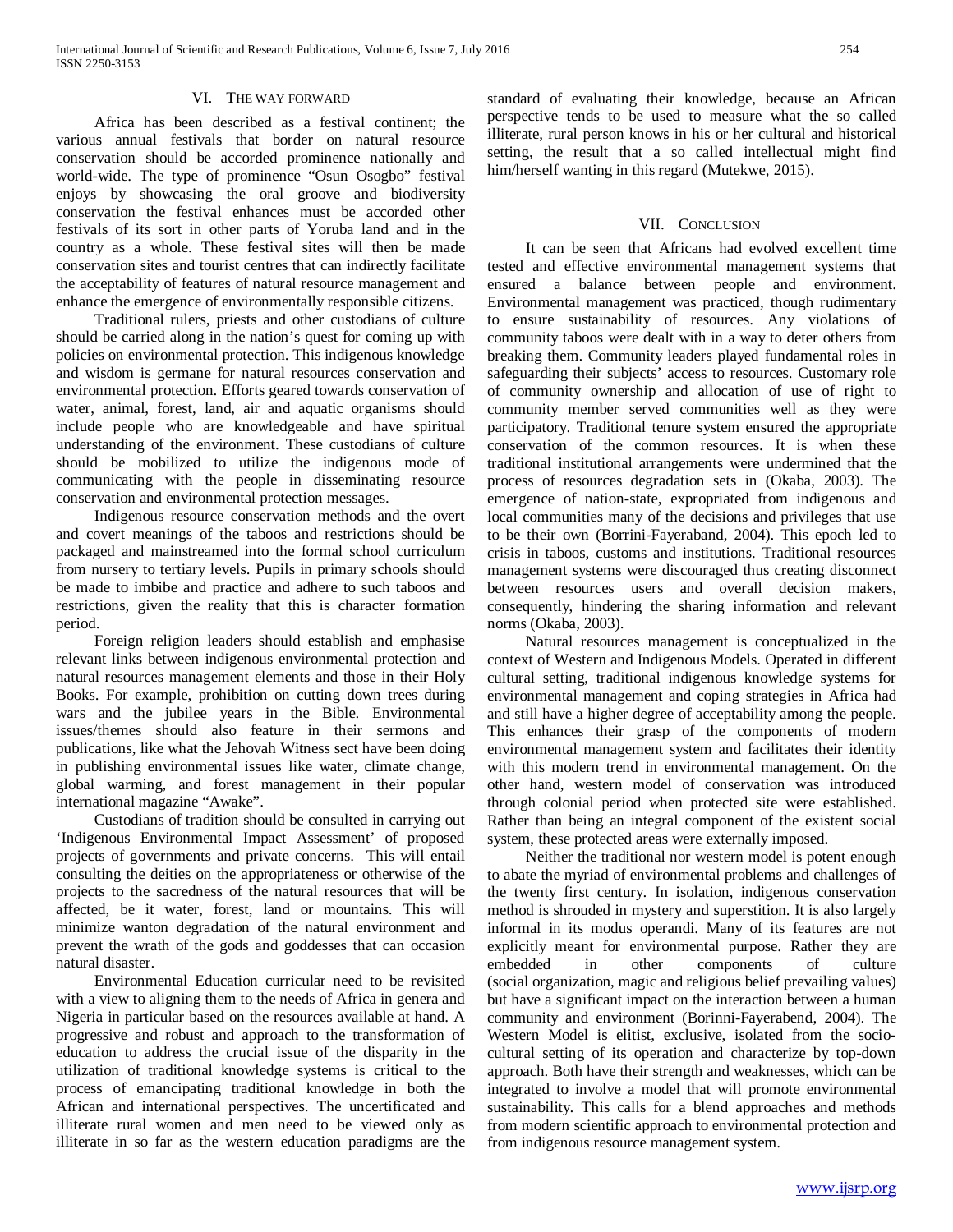## VI. THE WAY FORWARD

Africa has been described as a festival continent; the various annual festivals that border on natural resource conservation should be accorded prominence nationally and world-wide. The type of prominence "Osun Osogbo" festival enjoys by showcasing the oral groove and biodiversity conservation the festival enhances must be accorded other festivals of its sort in other parts of Yoruba land and in the country as a whole. These festival sites will then be made conservation sites and tourist centres that can indirectly facilitate the acceptability of features of natural resource management and enhance the emergence of environmentally responsible citizens.

Traditional rulers, priests and other custodians of culture should be carried along in the nation's quest for coming up with policies on environmental protection. This indigenous knowledge and wisdom is germane for natural resources conservation and environmental protection. Efforts geared towards conservation of water, animal, forest, land, air and aquatic organisms should include people who are knowledgeable and have spiritual understanding of the environment. These custodians of culture should be mobilized to utilize the indigenous mode of communicating with the people in disseminating resource conservation and environmental protection messages.

Indigenous resource conservation methods and the overt and covert meanings of the taboos and restrictions should be packaged and mainstreamed into the formal school curriculum from nursery to tertiary levels. Pupils in primary schools should be made to imbibe and practice and adhere to such taboos and restrictions, given the reality that this is character formation period.

Foreign religion leaders should establish and emphasise relevant links between indigenous environmental protection and natural resources management elements and those in their Holy Books. For example, prohibition on cutting down trees during wars and the jubilee years in the Bible. Environmental issues/themes should also feature in their sermons and publications, like what the Jehovah Witness sect have been doing in publishing environmental issues like water, climate change, global warming, and forest management in their popular international magazine "Awake".

Custodians of tradition should be consulted in carrying out 'Indigenous Environmental Impact Assessment' of proposed projects of governments and private concerns. This will entail consulting the deities on the appropriateness or otherwise of the projects to the sacredness of the natural resources that will be affected, be it water, forest, land or mountains. This will minimize wanton degradation of the natural environment and prevent the wrath of the gods and goddesses that can occasion natural disaster.

Environmental Education curricular need to be revisited with a view to aligning them to the needs of Africa in genera and Nigeria in particular based on the resources available at hand. A progressive and robust and approach to the transformation of education to address the crucial issue of the disparity in the utilization of traditional knowledge systems is critical to the process of emancipating traditional knowledge in both the African and international perspectives. The uncertificated and illiterate rural women and men need to be viewed only as illiterate in so far as the western education paradigms are the standard of evaluating their knowledge, because an African perspective tends to be used to measure what the so called illiterate, rural person knows in his or her cultural and historical setting, the result that a so called intellectual might find him/herself wanting in this regard (Mutekwe, 2015).

## VII. CONCLUSION

It can be seen that Africans had evolved excellent time tested and effective environmental management systems that ensured a balance between people and environment. Environmental management was practiced, though rudimentary to ensure sustainability of resources. Any violations of community taboos were dealt with in a way to deter others from breaking them. Community leaders played fundamental roles in safeguarding their subjects' access to resources. Customary role of community ownership and allocation of use of right to community member served communities well as they were participatory. Traditional tenure system ensured the appropriate conservation of the common resources. It is when these traditional institutional arrangements were undermined that the process of resources degradation sets in (Okaba, 2003). The emergence of nation-state, expropriated from indigenous and local communities many of the decisions and privileges that use to be their own (Borrini-Fayeraband, 2004). This epoch led to crisis in taboos, customs and institutions. Traditional resources management systems were discouraged thus creating disconnect between resources users and overall decision makers, consequently, hindering the sharing information and relevant norms (Okaba, 2003).

Natural resources management is conceptualized in the context of Western and Indigenous Models. Operated in different cultural setting, traditional indigenous knowledge systems for environmental management and coping strategies in Africa had and still have a higher degree of acceptability among the people. This enhances their grasp of the components of modern environmental management system and facilitates their identity with this modern trend in environmental management. On the other hand, western model of conservation was introduced through colonial period when protected site were established. Rather than being an integral component of the existent social system, these protected areas were externally imposed.

Neither the traditional nor western model is potent enough to abate the myriad of environmental problems and challenges of the twenty first century. In isolation, indigenous conservation method is shrouded in mystery and superstition. It is also largely informal in its modus operandi. Many of its features are not explicitly meant for environmental purpose. Rather they are embedded in other components of culture (social organization, magic and religious belief prevailing values) but have a significant impact on the interaction between a human community and environment (Borinni-Fayerabend, 2004). The Western Model is elitist, exclusive, isolated from the socio-cultural setting of its operation and characterize by top-down approach. Both have their strength and weaknesses, which can be integrated to involve a model that will promote environmental sustainability. This calls for a blend approaches and methods from modern scientific approach to environmental protection and from indigenous resource management system.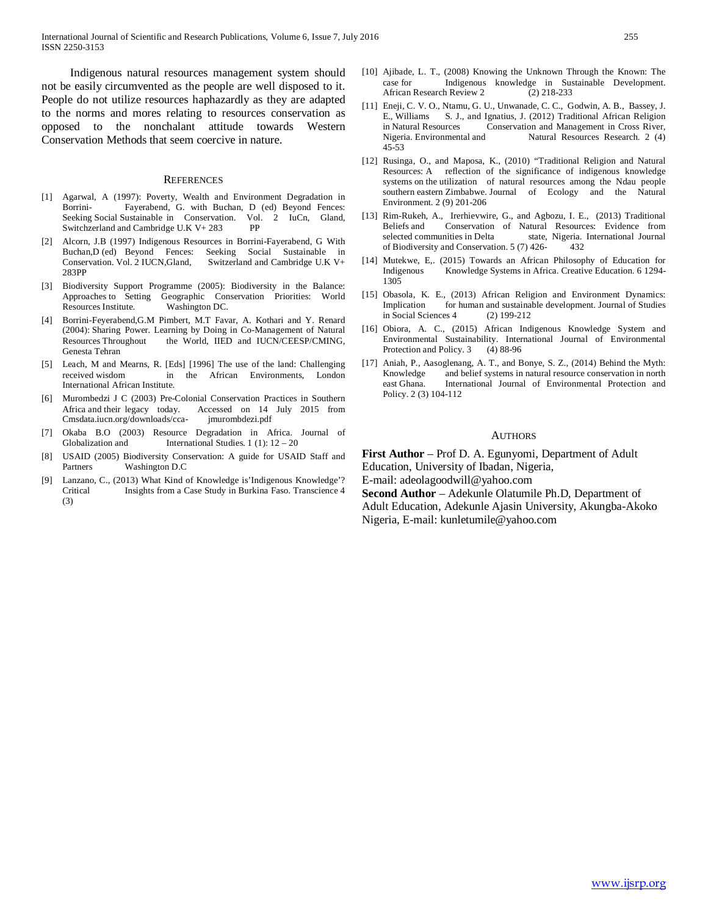Indigenous natural resources management system should not be easily circumvented as the people are well disposed to it. People do not utilize resources haphazardly as they are adapted to the norms and mores relating to resources conservation as opposed to the nonchalant attitude towards Western Conservation Methods that seem coercive in nature.

## REFERENCES

[1] Agarwal, A (1997): Poverty, Wealth and Environment Degradation in Borrini- Fayerabend, G. with Buchan, D (ed) Beyond Fences: Seeking Social Sustainable in Conservation. Vol. 2 IuCn, Gland, Switchzerland and Cambridge U.K V+ 283 PP

[2] Alcorn, J.B (1997) Indigenous Resources in Borrini-Fayerabend, G With Buchan,D (ed) Beyond Fences: Seeking Social Sustainable in Conservation. Vol. 2 IUCN,Gland, Switzerland and Cambridge U.K V+ 283PP

[3] Biodiversity Support Programme (2005): Biodiversity in the Balance: Approaches to Setting Geographic Conservation Priorities: World Resources Institute. Washington DC.

[4] Borrini-Feyerabend,G.M Pimbert, M.T Favar, A. Kothari and Y. Renard (2004): Sharing Power. Learning by Doing in Co-Management of Natural Resources Throughout the World, IIED and IUCN/CEESP/CMING, Genesta Tehran

[5] Leach, M and Mearns, R. [Eds] [1996] The use of the land: Challenging received wisdom in the African Environments, London International African Institute.

[6] Murombedzi J C (2003) Pre-Colonial Conservation Practices in Southern Africa and their legacy today. Accessed on 14 July 2015 from Cmsdata.iucn.org/downloads/cca- jmurombdezi.pdf

[7] Okaba B.O (2003) Resource Degradation in Africa. Journal of Globalization and International Studies. 1 (1): 12 – 20

[8] USAID (2005) Biodiversity Conservation: A guide for USAID Staff and Partners Washington D.C

[9] Lanzano, C., (2013) What Kind of Knowledge is'Indigenous Knowledge'? Critical Insights from a Case Study in Burkina Faso. Transcience 4 (3)

[10] Ajibade, L. T., (2008) Knowing the Unknown Through the Known: The case for Indigenous knowledge in Sustainable Development. African Research Review 2 (2) 218-233

[11] Eneji, C. V. O., Ntamu, G. U., Unwanade, C. C., Godwin, A. B., Bassey, J. E., Williams S. J., and Ignatius, J. (2012) Traditional African Religion in Natural Resources Conservation and Management in Cross River, Nigeria. Environmental and Natural Resources Research. 2 (4) 45-53

[12] Rusinga, O., and Maposa, K., (2010) "Traditional Religion and Natural Resources: A reflection of the significance of indigenous knowledge systems on the utilization of natural resources among the Ndau people southern eastern Zimbabwe. Journal of Ecology and the Natural Environment. 2 (9) 201-206

[13] Rim-Rukeh, A., Irerhievwire, G., and Agbozu, I. E., (2013) Traditional Beliefs and Conservation of Natural Resources: Evidence from selected communities in Delta state, Nigeria. International Journal of Biodiversity and Conservation. 5 (7) 426- 432

[14] Mutekwe, E,. (2015) Towards an African Philosophy of Education for Indigenous Knowledge Systems in Africa. Creative Education. 6 1294-1305

[15] Obasola, K. E., (2013) African Religion and Environment Dynamics: Implication for human and sustainable development. Journal of Studies in Social Sciences 4 (2) 199-212

[16] Obiora, A. C., (2015) African Indigenous Knowledge System and Environmental Sustainability. International Journal of Environmental Protection and Policy. 3 (4) 88-96

[17] Aniah, P., Aasoglenang, A. T., and Bonye, S. Z., (2014) Behind the Myth: Knowledge and belief systems in natural resource conservation in north east Ghana. International Journal of Environmental Protection and Policy. 2 (3) 104-112

## AUTHORS

**First Author** – Prof D. A. Egunyomi, Department of Adult Education, University of Ibadan, Nigeria,
E-mail: adeolagoodwill@yahoo.com

**Second Author** – Adekunle Olatumile Ph.D, Department of Adult Education, Adekunle Ajasin University, Akungba-Akoko Nigeria, E-mail: kunletumile@yahoo.com